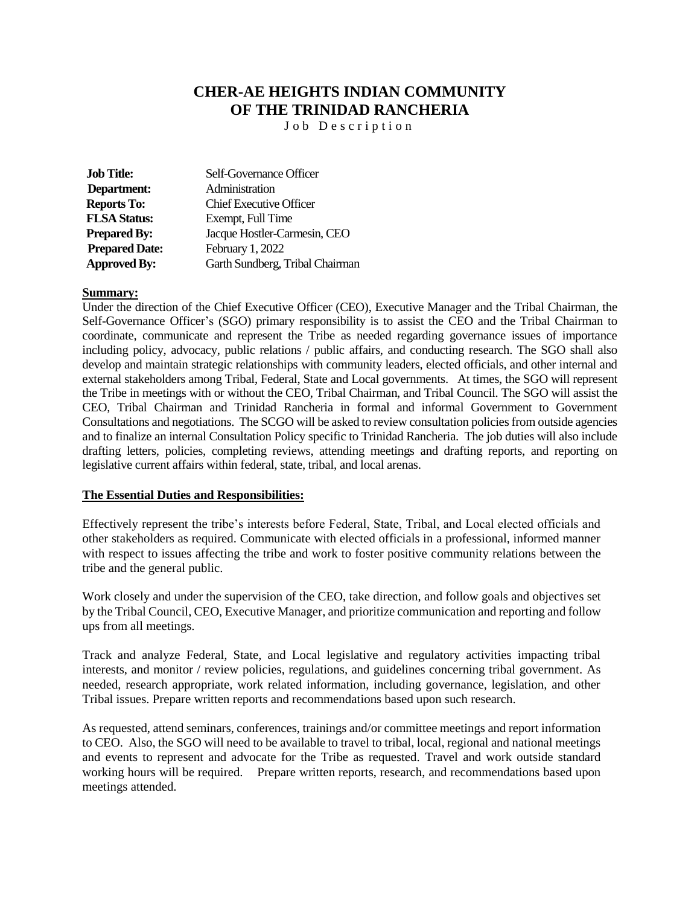# CHER-AE HEIGHTS INDIAN COMMUNITY OF THE TRINIDAD RANCHERIA

Job Description

| | |
|---|---|
| **Job Title:** | Self-Governance Officer |
| **Department:** | Administration |
| **Reports To:** | Chief Executive Officer |
| **FLSA Status:** | Exempt, Full Time |
| **Prepared By:** | Jacque Hostler-Carmesin, CEO |
| **Prepared Date:** | February 1, 2022 |
| **Approved By:** | Garth Sundberg, Tribal Chairman |

**Summary:**

Under the direction of the Chief Executive Officer (CEO), Executive Manager and the Tribal Chairman, the Self-Governance Officer's (SGO) primary responsibility is to assist the CEO and the Tribal Chairman to coordinate, communicate and represent the Tribe as needed regarding governance issues of importance including policy, advocacy, public relations / public affairs, and conducting research. The SGO shall also develop and maintain strategic relationships with community leaders, elected officials, and other internal and external stakeholders among Tribal, Federal, State and Local governments. At times, the SGO will represent the Tribe in meetings with or without the CEO, Tribal Chairman, and Tribal Council. The SGO will assist the CEO, Tribal Chairman and Trinidad Rancheria in formal and informal Government to Government Consultations and negotiations. The SCGO will be asked to review consultation policies from outside agencies and to finalize an internal Consultation Policy specific to Trinidad Rancheria. The job duties will also include drafting letters, policies, completing reviews, attending meetings and drafting reports, and reporting on legislative current affairs within federal, state, tribal, and local arenas.

**The Essential Duties and Responsibilities:**

Effectively represent the tribe's interests before Federal, State, Tribal, and Local elected officials and other stakeholders as required. Communicate with elected officials in a professional, informed manner with respect to issues affecting the tribe and work to foster positive community relations between the tribe and the general public.

Work closely and under the supervision of the CEO, take direction, and follow goals and objectives set by the Tribal Council, CEO, Executive Manager, and prioritize communication and reporting and follow ups from all meetings.

Track and analyze Federal, State, and Local legislative and regulatory activities impacting tribal interests, and monitor / review policies, regulations, and guidelines concerning tribal government. As needed, research appropriate, work related information, including governance, legislation, and other Tribal issues. Prepare written reports and recommendations based upon such research.

As requested, attend seminars, conferences, trainings and/or committee meetings and report information to CEO. Also, the SGO will need to be available to travel to tribal, local, regional and national meetings and events to represent and advocate for the Tribe as requested. Travel and work outside standard working hours will be required. Prepare written reports, research, and recommendations based upon meetings attended.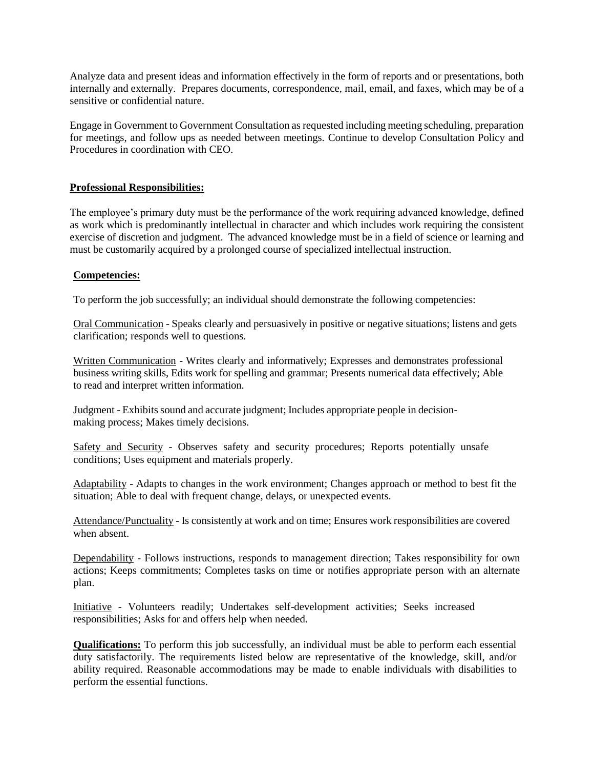Analyze data and present ideas and information effectively in the form of reports and or presentations, both internally and externally. Prepares documents, correspondence, mail, email, and faxes, which may be of a sensitive or confidential nature.

Engage in Government to Government Consultation as requested including meeting scheduling, preparation for meetings, and follow ups as needed between meetings. Continue to develop Consultation Policy and Procedures in coordination with CEO.

**Professional Responsibilities:**

The employee's primary duty must be the performance of the work requiring advanced knowledge, defined as work which is predominantly intellectual in character and which includes work requiring the consistent exercise of discretion and judgment. The advanced knowledge must be in a field of science or learning and must be customarily acquired by a prolonged course of specialized intellectual instruction.

**Competencies:**

To perform the job successfully; an individual should demonstrate the following competencies:

Oral Communication - Speaks clearly and persuasively in positive or negative situations; listens and gets clarification; responds well to questions.

Written Communication - Writes clearly and informatively; Expresses and demonstrates professional business writing skills, Edits work for spelling and grammar; Presents numerical data effectively; Able to read and interpret written information.

Judgment - Exhibits sound and accurate judgment; Includes appropriate people in decision-making process; Makes timely decisions.

Safety and Security - Observes safety and security procedures; Reports potentially unsafe conditions; Uses equipment and materials properly.

Adaptability - Adapts to changes in the work environment; Changes approach or method to best fit the situation; Able to deal with frequent change, delays, or unexpected events.

Attendance/Punctuality - Is consistently at work and on time; Ensures work responsibilities are covered when absent.

Dependability - Follows instructions, responds to management direction; Takes responsibility for own actions; Keeps commitments; Completes tasks on time or notifies appropriate person with an alternate plan.

Initiative - Volunteers readily; Undertakes self-development activities; Seeks increased responsibilities; Asks for and offers help when needed.

**Qualifications:** To perform this job successfully, an individual must be able to perform each essential duty satisfactorily. The requirements listed below are representative of the knowledge, skill, and/or ability required. Reasonable accommodations may be made to enable individuals with disabilities to perform the essential functions.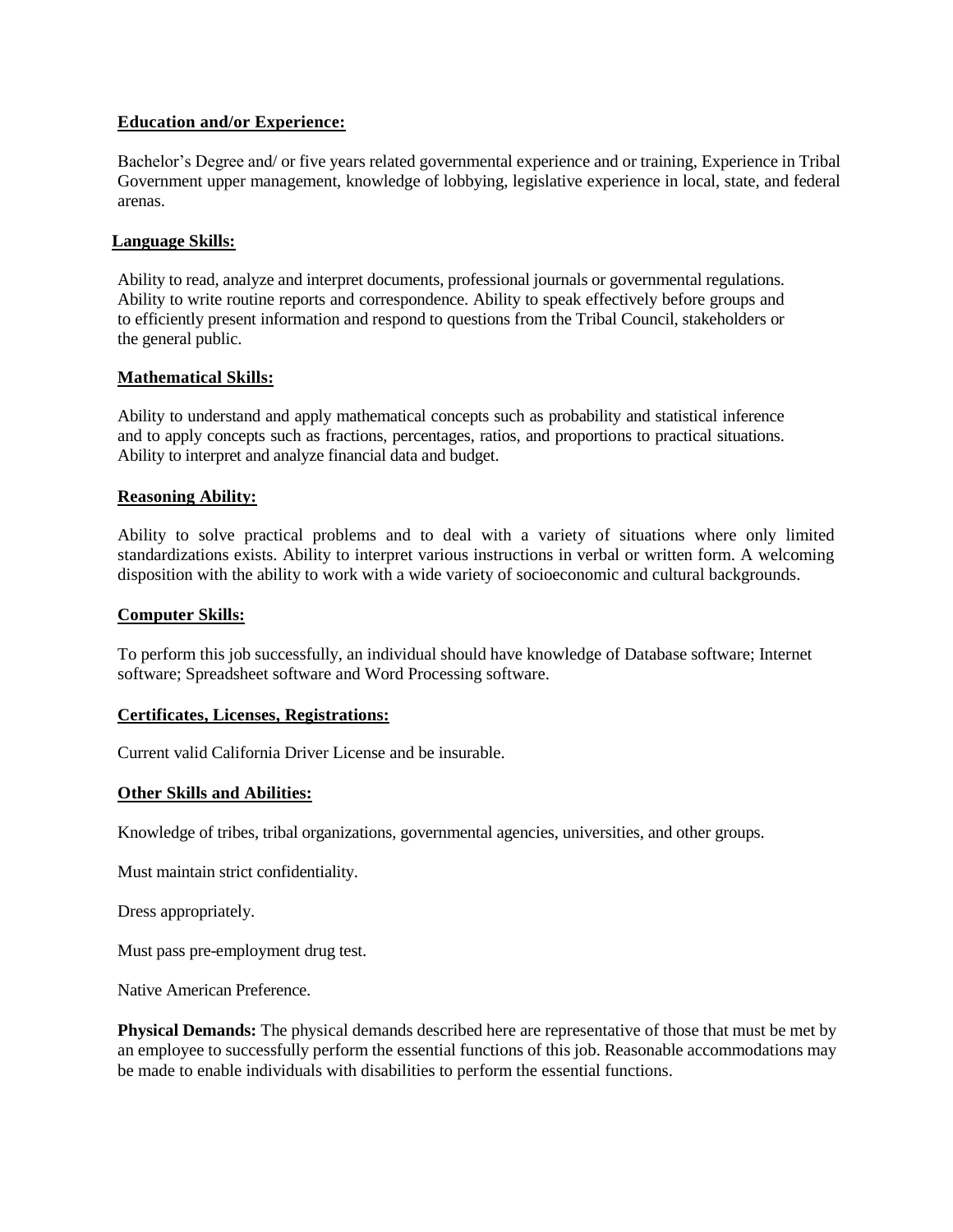**Education and/or Experience:**

Bachelor's Degree and/ or five years related governmental experience and or training, Experience in Tribal Government upper management, knowledge of lobbying, legislative experience in local, state, and federal arenas.

**Language Skills:**

Ability to read, analyze and interpret documents, professional journals or governmental regulations. Ability to write routine reports and correspondence. Ability to speak effectively before groups and to efficiently present information and respond to questions from the Tribal Council, stakeholders or the general public.

**Mathematical Skills:**

Ability to understand and apply mathematical concepts such as probability and statistical inference and to apply concepts such as fractions, percentages, ratios, and proportions to practical situations. Ability to interpret and analyze financial data and budget.

**Reasoning Ability:**

Ability to solve practical problems and to deal with a variety of situations where only limited standardizations exists. Ability to interpret various instructions in verbal or written form. A welcoming disposition with the ability to work with a wide variety of socioeconomic and cultural backgrounds.

**Computer Skills:**

To perform this job successfully, an individual should have knowledge of Database software; Internet software; Spreadsheet software and Word Processing software.

**Certificates, Licenses, Registrations:**

Current valid California Driver License and be insurable.

**Other Skills and Abilities:**

Knowledge of tribes, tribal organizations, governmental agencies, universities, and other groups.

Must maintain strict confidentiality.

Dress appropriately.

Must pass pre-employment drug test.

Native American Preference.

**Physical Demands:** The physical demands described here are representative of those that must be met by an employee to successfully perform the essential functions of this job. Reasonable accommodations may be made to enable individuals with disabilities to perform the essential functions.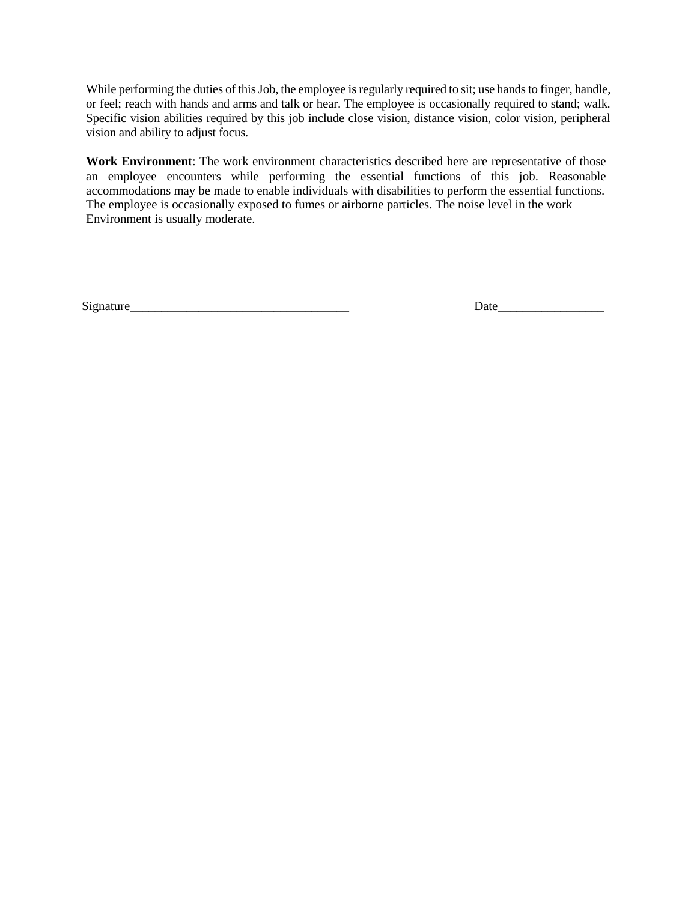While performing the duties of this Job, the employee is regularly required to sit; use hands to finger, handle, or feel; reach with hands and arms and talk or hear. The employee is occasionally required to stand; walk. Specific vision abilities required by this job include close vision, distance vision, color vision, peripheral vision and ability to adjust focus.

**Work Environment**: The work environment characteristics described here are representative of those an employee encounters while performing the essential functions of this job. Reasonable accommodations may be made to enable individuals with disabilities to perform the essential functions. The employee is occasionally exposed to fumes or airborne particles. The noise level in the work Environment is usually moderate.

Signature___________________________________ Date_________________